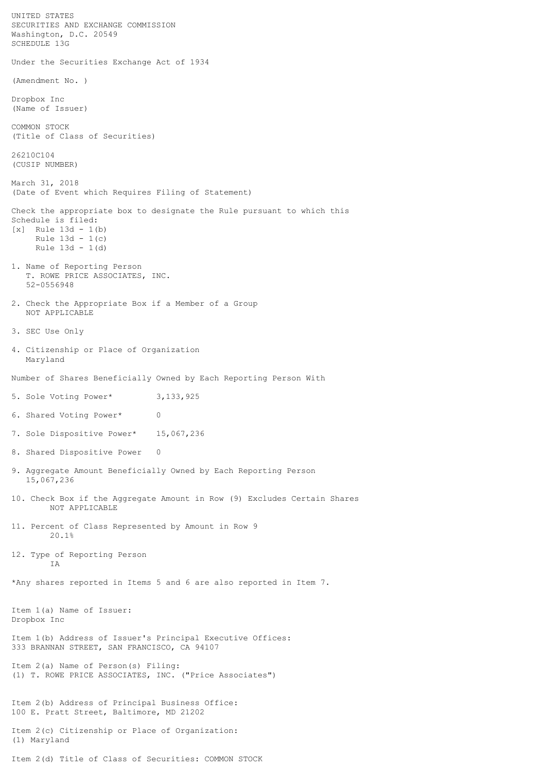UNITED STATES
SECURITIES AND EXCHANGE COMMISSION
Washington, D.C. 20549
SCHEDULE 13G

Under the Securities Exchange Act of 1934

(Amendment No. )

Dropbox Inc
(Name of Issuer)

COMMON STOCK
(Title of Class of Securities)

26210C104
(CUSIP NUMBER)

March 31, 2018
(Date of Event which Requires Filing of Statement)

Check the appropriate box to designate the Rule pursuant to which this Schedule is filed:
[x] Rule 13d - 1(b)
Rule 13d - 1(c)
Rule 13d - 1(d)

1. Name of Reporting Person
   T. ROWE PRICE ASSOCIATES, INC.
   52-0556948

2. Check the Appropriate Box if a Member of a Group
   NOT APPLICABLE

3. SEC Use Only

4. Citizenship or Place of Organization
   Maryland

Number of Shares Beneficially Owned by Each Reporting Person With

5. Sole Voting Power* 3,133,925

6. Shared Voting Power* 0

7. Sole Dispositive Power* 15,067,236

8. Shared Dispositive Power 0

9. Aggregate Amount Beneficially Owned by Each Reporting Person
   15,067,236

10. Check Box if the Aggregate Amount in Row (9) Excludes Certain Shares
    NOT APPLICABLE

11. Percent of Class Represented by Amount in Row 9
    20.1%

12. Type of Reporting Person
    IA

*Any shares reported in Items 5 and 6 are also reported in Item 7.

Item 1(a) Name of Issuer:
Dropbox Inc

Item 1(b) Address of Issuer's Principal Executive Offices:
333 BRANNAN STREET, SAN FRANCISCO, CA 94107

Item 2(a) Name of Person(s) Filing:
(1) T. ROWE PRICE ASSOCIATES, INC. ("Price Associates")

Item 2(b) Address of Principal Business Office:
100 E. Pratt Street, Baltimore, MD 21202

Item 2(c) Citizenship or Place of Organization:
(1) Maryland

Item 2(d) Title of Class of Securities: COMMON STOCK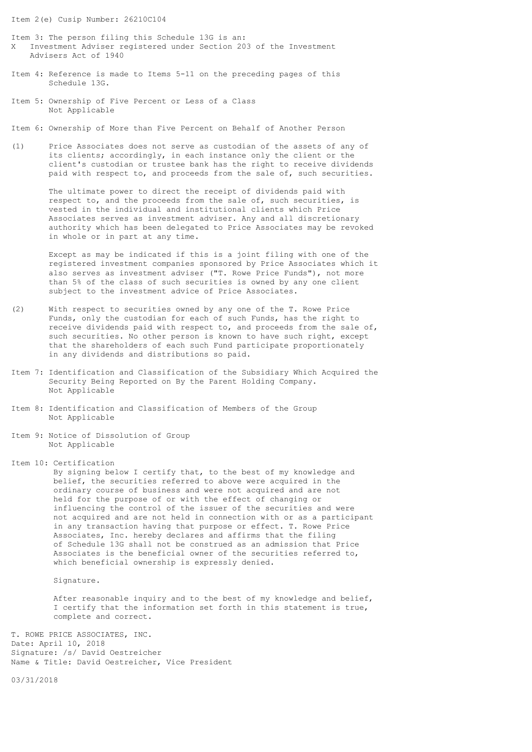Item 2(e) Cusip Number: 26210C104

Item 3: The person filing this Schedule 13G is an:
X Investment Adviser registered under Section 203 of the Investment Advisers Act of 1940

Item 4: Reference is made to Items 5-11 on the preceding pages of this Schedule 13G.

Item 5: Ownership of Five Percent or Less of a Class
Not Applicable

Item 6: Ownership of More than Five Percent on Behalf of Another Person

(1) Price Associates does not serve as custodian of the assets of any of its clients; accordingly, in each instance only the client or the client's custodian or trustee bank has the right to receive dividends paid with respect to, and proceeds from the sale of, such securities.

The ultimate power to direct the receipt of dividends paid with respect to, and the proceeds from the sale of, such securities, is vested in the individual and institutional clients which Price Associates serves as investment adviser. Any and all discretionary authority which has been delegated to Price Associates may be revoked in whole or in part at any time.

Except as may be indicated if this is a joint filing with one of the registered investment companies sponsored by Price Associates which it also serves as investment adviser ("T. Rowe Price Funds"), not more than 5% of the class of such securities is owned by any one client subject to the investment advice of Price Associates.

(2) With respect to securities owned by any one of the T. Rowe Price Funds, only the custodian for each of such Funds, has the right to receive dividends paid with respect to, and proceeds from the sale of, such securities. No other person is known to have such right, except that the shareholders of each such Fund participate proportionately in any dividends and distributions so paid.

Item 7: Identification and Classification of the Subsidiary Which Acquired the Security Being Reported on By the Parent Holding Company.
Not Applicable

Item 8: Identification and Classification of Members of the Group
Not Applicable

Item 9: Notice of Dissolution of Group
Not Applicable

Item 10: Certification
By signing below I certify that, to the best of my knowledge and belief, the securities referred to above were acquired in the ordinary course of business and were not acquired and are not held for the purpose of or with the effect of changing or influencing the control of the issuer of the securities and were not acquired and are not held in connection with or as a participant in any transaction having that purpose or effect. T. Rowe Price Associates, Inc. hereby declares and affirms that the filing of Schedule 13G shall not be construed as an admission that Price Associates is the beneficial owner of the securities referred to, which beneficial ownership is expressly denied.

Signature.

After reasonable inquiry and to the best of my knowledge and belief, I certify that the information set forth in this statement is true, complete and correct.

T. ROWE PRICE ASSOCIATES, INC.
Date: April 10, 2018
Signature: /s/ David Oestreicher
Name & Title: David Oestreicher, Vice President

03/31/2018